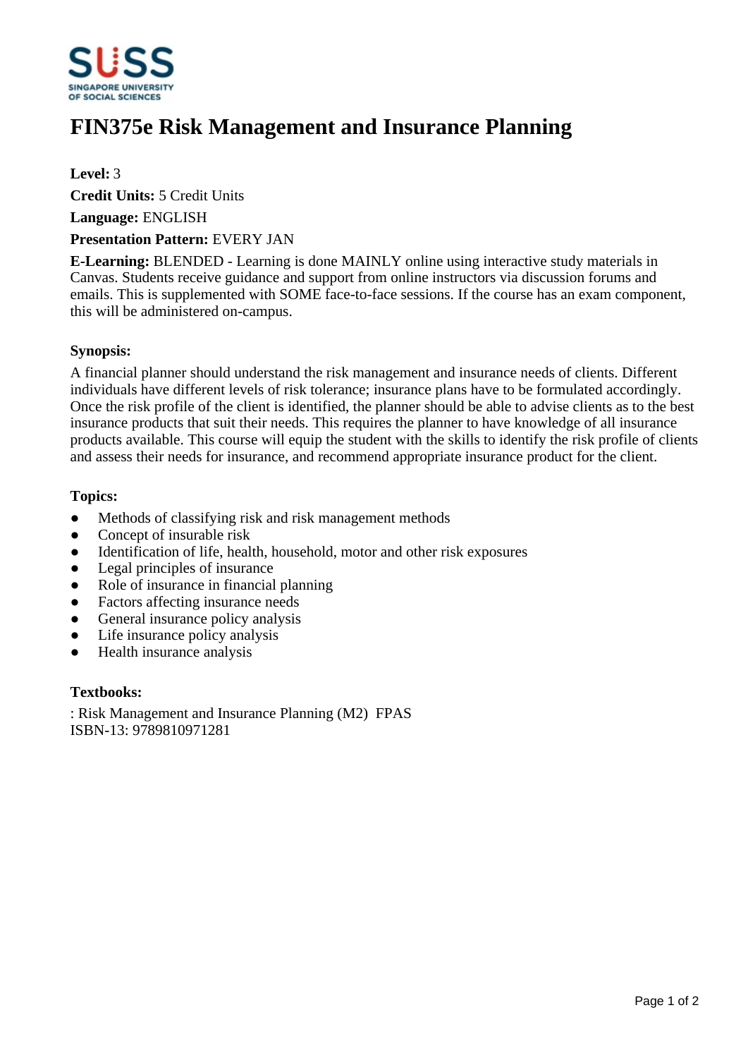# FIN375e Risk Management and Insurance Planning

**Level:** 3

**Credit Units:** 5 Credit Units

**Language:** ENGLISH

**Presentation Pattern:** EVERY JAN

**E-Learning:** BLENDED - Learning is done MAINLY online using interactive study materials in Canvas. Students receive guidance and support from online instructors via discussion forums and emails. This is supplemented with SOME face-to-face sessions. If the course has an exam component, this will be administered on-campus.

### Synopsis:

A financial planner should understand the risk management and insurance needs of clients. Different individuals have different levels of risk tolerance; insurance plans have to be formulated accordingly. Once the risk profile of the client is identified, the planner should be able to advise clients as to the best insurance products that suit their needs. This requires the planner to have knowledge of all insurance products available. This course will equip the student with the skills to identify the risk profile of clients and assess their needs for insurance, and recommend appropriate insurance product for the client.

### Topics:

- Methods of classifying risk and risk management methods
- Concept of insurable risk
- Identification of life, health, household, motor and other risk exposures
- Legal principles of insurance
- Role of insurance in financial planning
- Factors affecting insurance needs
- General insurance policy analysis
- Life insurance policy analysis
- Health insurance analysis

### Textbooks:

: Risk Management and Insurance Planning (M2) FPAS
ISBN-13: 9789810971281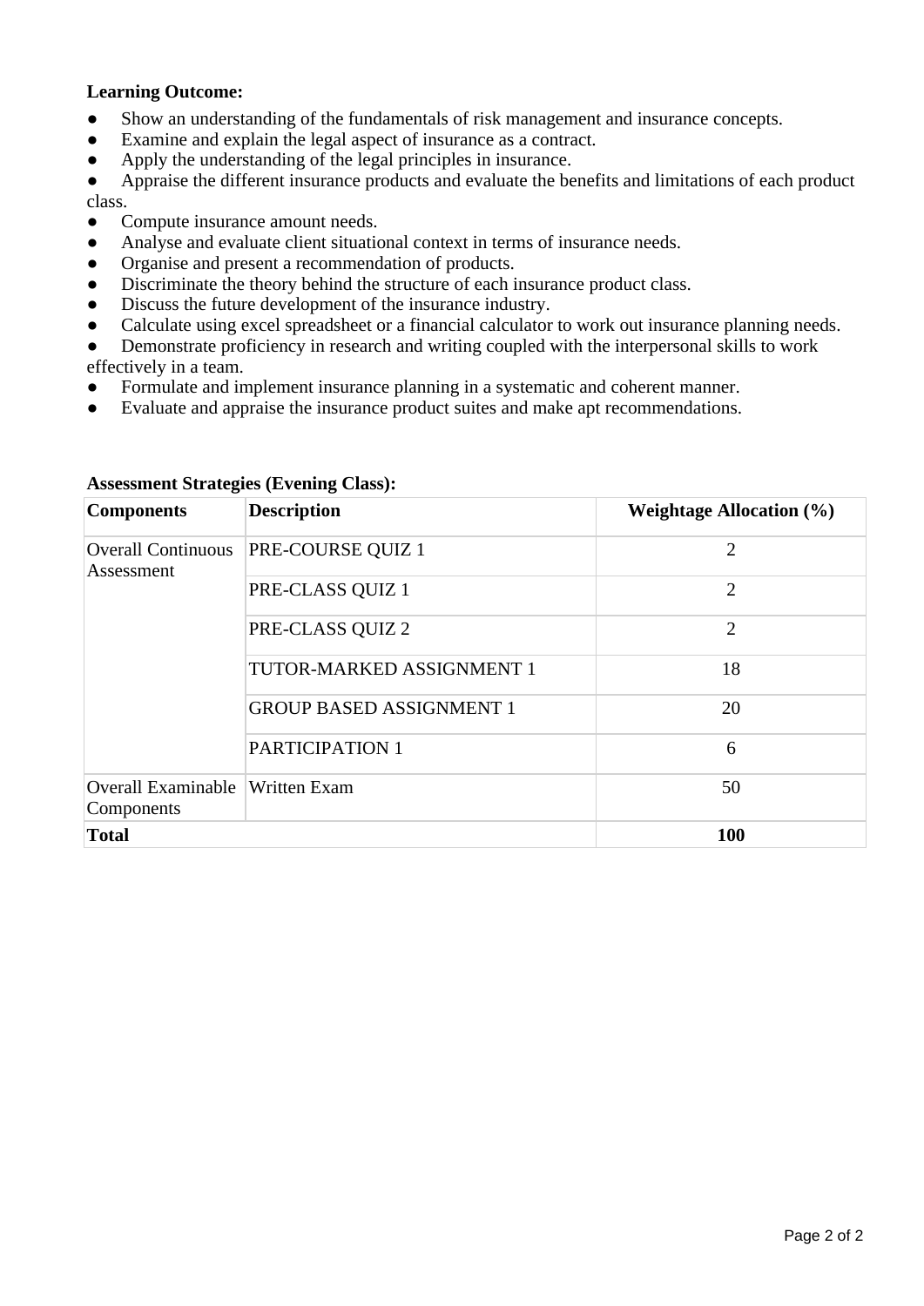**Learning Outcome:**

- Show an understanding of the fundamentals of risk management and insurance concepts.
- Examine and explain the legal aspect of insurance as a contract.
- Apply the understanding of the legal principles in insurance.
- Appraise the different insurance products and evaluate the benefits and limitations of each product class.
- Compute insurance amount needs.
- Analyse and evaluate client situational context in terms of insurance needs.
- Organise and present a recommendation of products.
- Discriminate the theory behind the structure of each insurance product class.
- Discuss the future development of the insurance industry.
- Calculate using excel spreadsheet or a financial calculator to work out insurance planning needs.
- Demonstrate proficiency in research and writing coupled with the interpersonal skills to work effectively in a team.
- Formulate and implement insurance planning in a systematic and coherent manner.
- Evaluate and appraise the insurance product suites and make apt recommendations.

**Assessment Strategies (Evening Class):**

| Components | Description | Weightage Allocation (%) |
|---|---|---|
| Overall Continuous Assessment | PRE-COURSE QUIZ 1 | 2 |
| | PRE-CLASS QUIZ 1 | 2 |
| | PRE-CLASS QUIZ 2 | 2 |
| | TUTOR-MARKED ASSIGNMENT 1 | 18 |
| | GROUP BASED ASSIGNMENT 1 | 20 |
| | PARTICIPATION 1 | 6 |
| Overall Examinable Components | Written Exam | 50 |
| **Total** | | **100** |